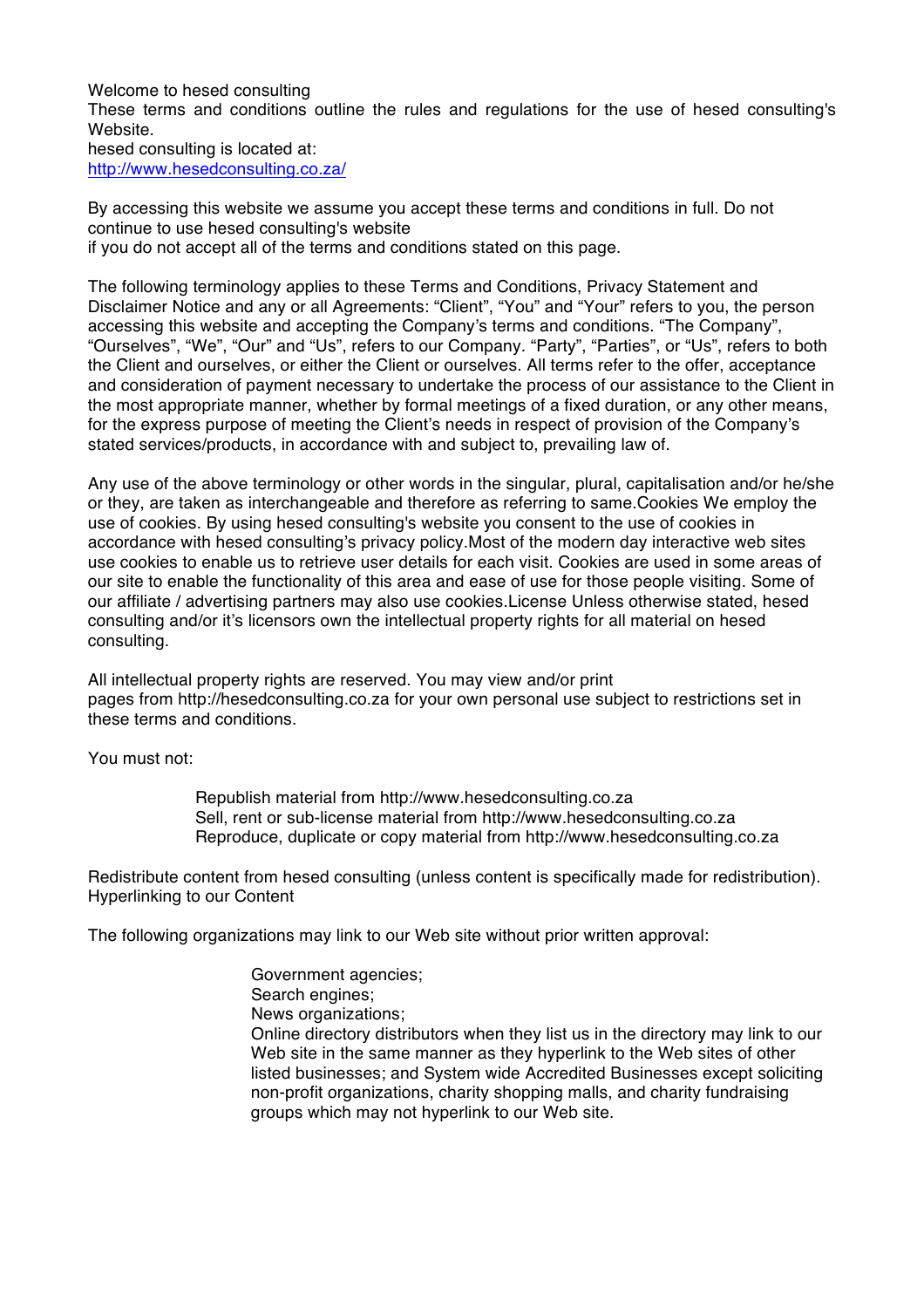Welcome to hesed consulting
These terms and conditions outline the rules and regulations for the use of hesed consulting's Website.
hesed consulting is located at:
[http://www.hesedconsulting.co.za/](http://www.hesedconsulting.co.za/)

By accessing this website we assume you accept these terms and conditions in full. Do not continue to use hesed consulting's website
if you do not accept all of the terms and conditions stated on this page.

The following terminology applies to these Terms and Conditions, Privacy Statement and Disclaimer Notice and any or all Agreements: "Client", "You" and "Your" refers to you, the person accessing this website and accepting the Company's terms and conditions. "The Company", "Ourselves", "We", "Our" and "Us", refers to our Company. "Party", "Parties", or "Us", refers to both the Client and ourselves, or either the Client or ourselves. All terms refer to the offer, acceptance and consideration of payment necessary to undertake the process of our assistance to the Client in the most appropriate manner, whether by formal meetings of a fixed duration, or any other means, for the express purpose of meeting the Client's needs in respect of provision of the Company's stated services/products, in accordance with and subject to, prevailing law of.

Any use of the above terminology or other words in the singular, plural, capitalisation and/or he/she or they, are taken as interchangeable and therefore as referring to same.Cookies We employ the use of cookies. By using hesed consulting's website you consent to the use of cookies in accordance with hesed consulting's privacy policy.Most of the modern day interactive web sites use cookies to enable us to retrieve user details for each visit. Cookies are used in some areas of our site to enable the functionality of this area and ease of use for those people visiting. Some of our affiliate / advertising partners may also use cookies.License Unless otherwise stated, hesed consulting and/or it's licensors own the intellectual property rights for all material on hesed consulting.

All intellectual property rights are reserved. You may view and/or print
pages from http://hesedconsulting.co.za for your own personal use subject to restrictions set in these terms and conditions.

You must not:

- Republish material from http://www.hesedconsulting.co.za
- Sell, rent or sub-license material from http://www.hesedconsulting.co.za
- Reproduce, duplicate or copy material from http://www.hesedconsulting.co.za

Redistribute content from hesed consulting (unless content is specifically made for redistribution).
Hyperlinking to our Content

The following organizations may link to our Web site without prior written approval:

- Government agencies;
- Search engines;
- News organizations;
- Online directory distributors when they list us in the directory may link to our Web site in the same manner as they hyperlink to the Web sites of other listed businesses; and System wide Accredited Businesses except soliciting non-profit organizations, charity shopping malls, and charity fundraising groups which may not hyperlink to our Web site.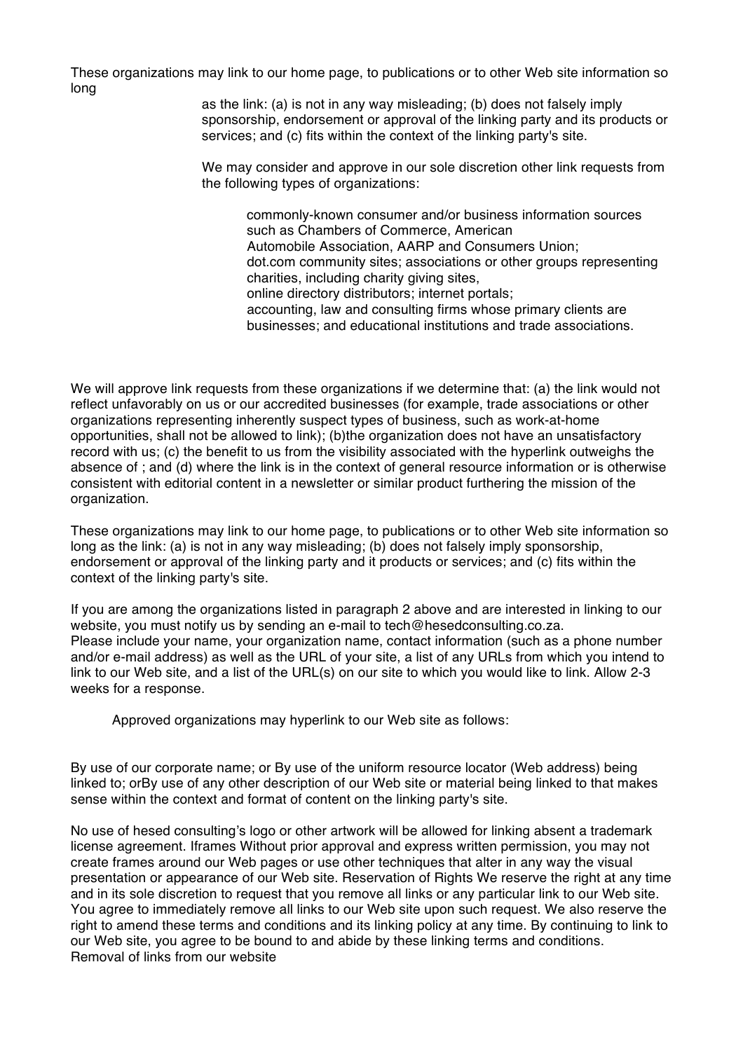These organizations may link to our home page, to publications or to other Web site information so long

as the link: (a) is not in any way misleading; (b) does not falsely imply sponsorship, endorsement or approval of the linking party and its products or services; and (c) fits within the context of the linking party's site.

We may consider and approve in our sole discretion other link requests from the following types of organizations:

commonly-known consumer and/or business information sources such as Chambers of Commerce, American Automobile Association, AARP and Consumers Union;
dot.com community sites; associations or other groups representing charities, including charity giving sites,
online directory distributors; internet portals;
accounting, law and consulting firms whose primary clients are businesses; and educational institutions and trade associations.

We will approve link requests from these organizations if we determine that: (a) the link would not reflect unfavorably on us or our accredited businesses (for example, trade associations or other organizations representing inherently suspect types of business, such as work-at-home opportunities, shall not be allowed to link); (b)the organization does not have an unsatisfactory record with us; (c) the benefit to us from the visibility associated with the hyperlink outweighs the absence of ; and (d) where the link is in the context of general resource information or is otherwise consistent with editorial content in a newsletter or similar product furthering the mission of the organization.

These organizations may link to our home page, to publications or to other Web site information so long as the link: (a) is not in any way misleading; (b) does not falsely imply sponsorship, endorsement or approval of the linking party and it products or services; and (c) fits within the context of the linking party's site.

If you are among the organizations listed in paragraph 2 above and are interested in linking to our website, you must notify us by sending an e-mail to tech@hesedconsulting.co.za.
Please include your name, your organization name, contact information (such as a phone number and/or e-mail address) as well as the URL of your site, a list of any URLs from which you intend to link to our Web site, and a list of the URL(s) on our site to which you would like to link. Allow 2-3 weeks for a response.

Approved organizations may hyperlink to our Web site as follows:

By use of our corporate name; or By use of the uniform resource locator (Web address) being linked to; orBy use of any other description of our Web site or material being linked to that makes sense within the context and format of content on the linking party's site.

No use of hesed consulting's logo or other artwork will be allowed for linking absent a trademark license agreement. Iframes Without prior approval and express written permission, you may not create frames around our Web pages or use other techniques that alter in any way the visual presentation or appearance of our Web site. Reservation of Rights We reserve the right at any time and in its sole discretion to request that you remove all links or any particular link to our Web site. You agree to immediately remove all links to our Web site upon such request. We also reserve the right to amend these terms and conditions and its linking policy at any time. By continuing to link to our Web site, you agree to be bound to and abide by these linking terms and conditions.
Removal of links from our website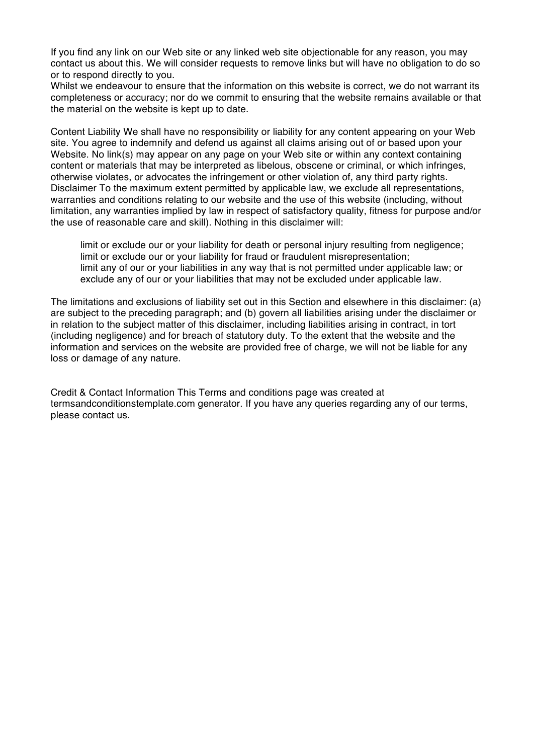If you find any link on our Web site or any linked web site objectionable for any reason, you may contact us about this. We will consider requests to remove links but will have no obligation to do so or to respond directly to you.
Whilst we endeavour to ensure that the information on this website is correct, we do not warrant its completeness or accuracy; nor do we commit to ensuring that the website remains available or that the material on the website is kept up to date.

Content Liability We shall have no responsibility or liability for any content appearing on your Web site. You agree to indemnify and defend us against all claims arising out of or based upon your Website. No link(s) may appear on any page on your Web site or within any context containing content or materials that may be interpreted as libelous, obscene or criminal, or which infringes, otherwise violates, or advocates the infringement or other violation of, any third party rights.
Disclaimer To the maximum extent permitted by applicable law, we exclude all representations, warranties and conditions relating to our website and the use of this website (including, without limitation, any warranties implied by law in respect of satisfactory quality, fitness for purpose and/or the use of reasonable care and skill). Nothing in this disclaimer will:

> limit or exclude our or your liability for death or personal injury resulting from negligence;
> limit or exclude our or your liability for fraud or fraudulent misrepresentation;
> limit any of our or your liabilities in any way that is not permitted under applicable law; or
> exclude any of our or your liabilities that may not be excluded under applicable law.

The limitations and exclusions of liability set out in this Section and elsewhere in this disclaimer: (a) are subject to the preceding paragraph; and (b) govern all liabilities arising under the disclaimer or in relation to the subject matter of this disclaimer, including liabilities arising in contract, in tort (including negligence) and for breach of statutory duty. To the extent that the website and the information and services on the website are provided free of charge, we will not be liable for any loss or damage of any nature.

Credit & Contact Information This Terms and conditions page was created at termsandconditionstemplate.com generator. If you have any queries regarding any of our terms, please contact us.